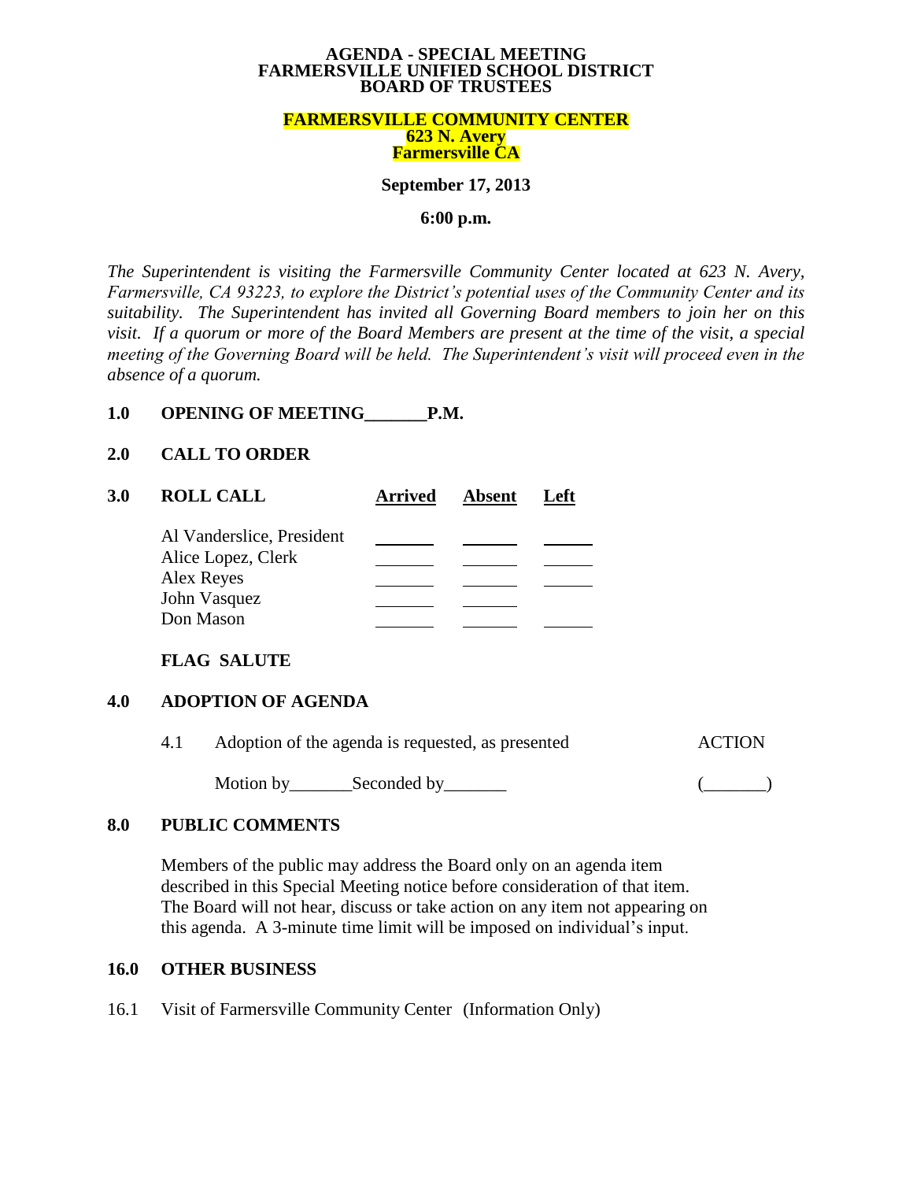# AGENDA - SPECIAL MEETING
# FARMERSVILLE UNIFIED SCHOOL DISTRICT
# BOARD OF TRUSTEES

**FARMERSVILLE COMMUNITY CENTER**
**623 N. Avery**
**Farmersville CA**

**September 17, 2013**

**6:00 p.m.**

*The Superintendent is visiting the Farmersville Community Center located at 623 N. Avery, Farmersville, CA 93223, to explore the District's potential uses of the Community Center and its suitability. The Superintendent has invited all Governing Board members to join her on this visit. If a quorum or more of the Board Members are present at the time of the visit, a special meeting of the Governing Board will be held. The Superintendent's visit will proceed even in the absence of a quorum.*

**1.0 OPENING OF MEETING_______P.M.**

**2.0 CALL TO ORDER**

**3.0 ROLL CALL**

| | Arrived | Absent | Left |
|---|---|---|---|
| Al Vanderslice, President | ______ | ______ | ______ |
| Alice Lopez, Clerk | ______ | ______ | ______ |
| Alex Reyes | ______ | ______ | ______ |
| John Vasquez | ______ | ______ | |
| Don Mason | ______ | ______ | ______ |

**FLAG SALUTE**

**4.0 ADOPTION OF AGENDA**

4.1 Adoption of the agenda is requested, as presented — ACTION

Motion by_______Seconded by_______ (_______)

**8.0 PUBLIC COMMENTS**

Members of the public may address the Board only on an agenda item described in this Special Meeting notice before consideration of that item. The Board will not hear, discuss or take action on any item not appearing on this agenda. A 3-minute time limit will be imposed on individual's input.

**16.0 OTHER BUSINESS**

16.1 Visit of Farmersville Community Center (Information Only)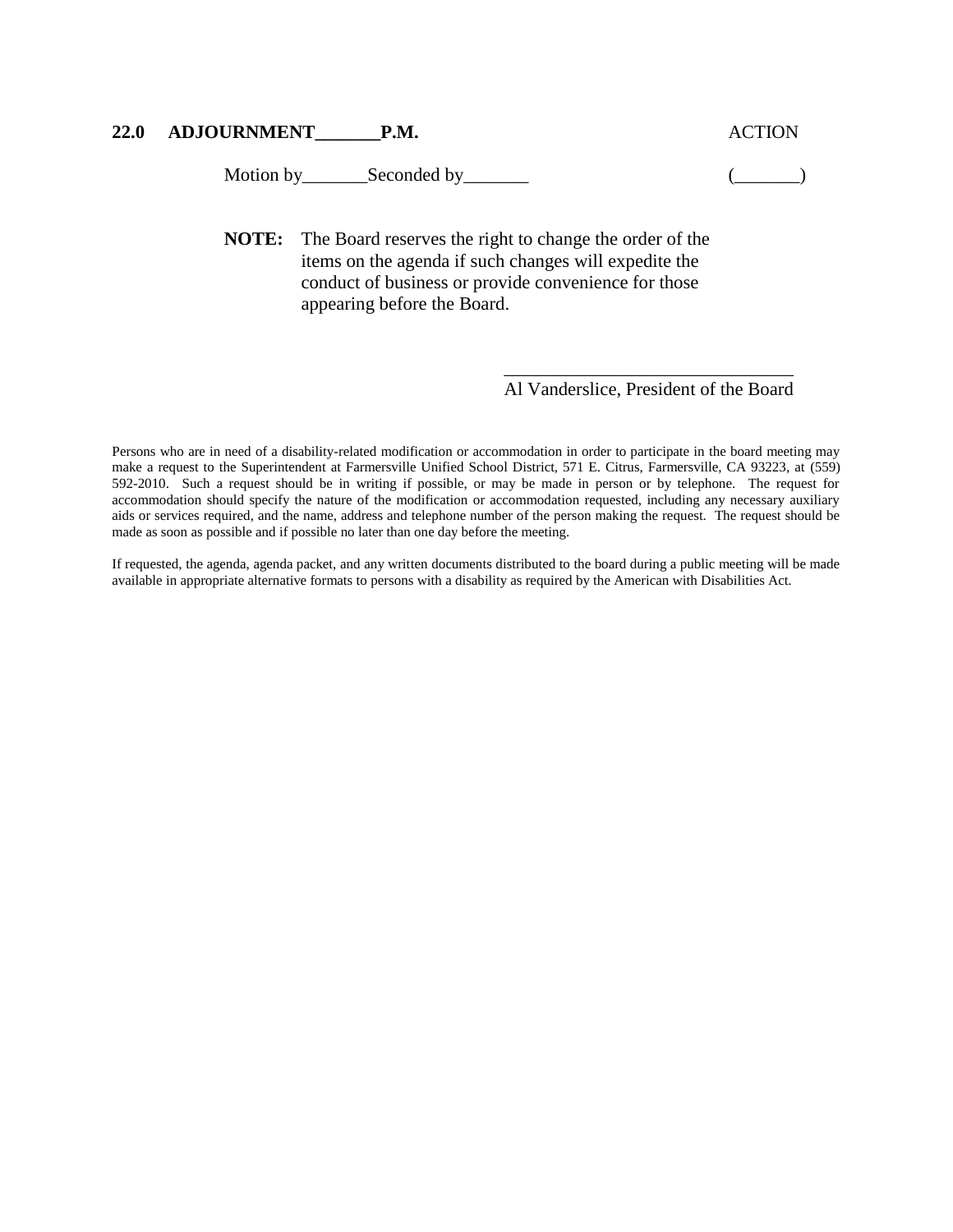**22.0 ADJOURNMENT_______P.M.** ACTION

Motion by_______Seconded by_______ (_______)

**NOTE:** The Board reserves the right to change the order of the items on the agenda if such changes will expedite the conduct of business or provide convenience for those appearing before the Board.

_______________________________

Al Vanderslice, President of the Board

Persons who are in need of a disability-related modification or accommodation in order to participate in the board meeting may make a request to the Superintendent at Farmersville Unified School District, 571 E. Citrus, Farmersville, CA 93223, at (559) 592-2010. Such a request should be in writing if possible, or may be made in person or by telephone. The request for accommodation should specify the nature of the modification or accommodation requested, including any necessary auxiliary aids or services required, and the name, address and telephone number of the person making the request. The request should be made as soon as possible and if possible no later than one day before the meeting.

If requested, the agenda, agenda packet, and any written documents distributed to the board during a public meeting will be made available in appropriate alternative formats to persons with a disability as required by the American with Disabilities Act.